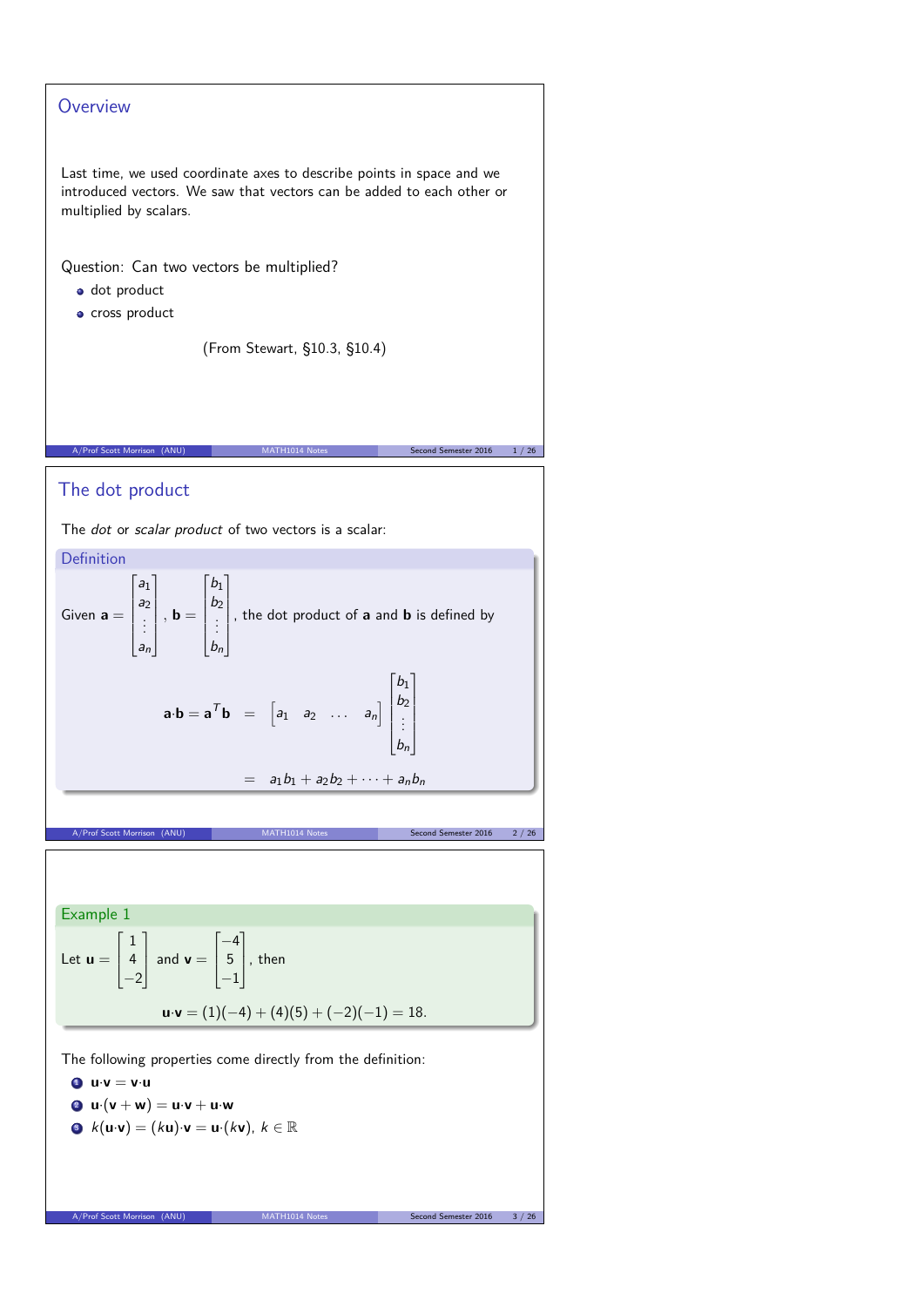## Overview

Last time, we used coordinate axes to describe points in space and we introduced vectors. We saw that vectors can be added to each other or multiplied by scalars.

Question: Can two vectors be multiplied?

- dot product
- cross product

(From Stewart, §10.3, §10.4)

## The dot product

The *dot* or *scalar product* of two vectors is a scalar:

**Definition**

Given $\mathbf{a} = \begin{bmatrix} a_1 \\ a_2 \\ \vdots \\ a_n \end{bmatrix}$, $\mathbf{b} = \begin{bmatrix} b_1 \\ b_2 \\ \vdots \\ b_n \end{bmatrix}$, the dot product of $\mathbf{a}$ and $\mathbf{b}$ is defined by

$$\mathbf{a} \cdot \mathbf{b} = \mathbf{a}^T \mathbf{b} = \begin{bmatrix} a_1 & a_2 & \dots & a_n \end{bmatrix} \begin{bmatrix} b_1 \\ b_2 \\ \vdots \\ b_n \end{bmatrix}$$

$$= a_1 b_1 + a_2 b_2 + \cdots + a_n b_n$$

**Example 1**

Let $\mathbf{u} = \begin{bmatrix} 1 \\ 4 \\ -2 \end{bmatrix}$ and $\mathbf{v} = \begin{bmatrix} -4 \\ 5 \\ -1 \end{bmatrix}$, then

$$\mathbf{u} \cdot \mathbf{v} = (1)(-4) + (4)(5) + (-2)(-1) = 18.$$

The following properties come directly from the definition:

1. $\mathbf{u} \cdot \mathbf{v} = \mathbf{v} \cdot \mathbf{u}$
2. $\mathbf{u} \cdot (\mathbf{v} + \mathbf{w}) = \mathbf{u} \cdot \mathbf{v} + \mathbf{u} \cdot \mathbf{w}$
3. $k(\mathbf{u} \cdot \mathbf{v}) = (k\mathbf{u}) \cdot \mathbf{v} = \mathbf{u} \cdot (k\mathbf{v})$, $k \in \mathbb{R}$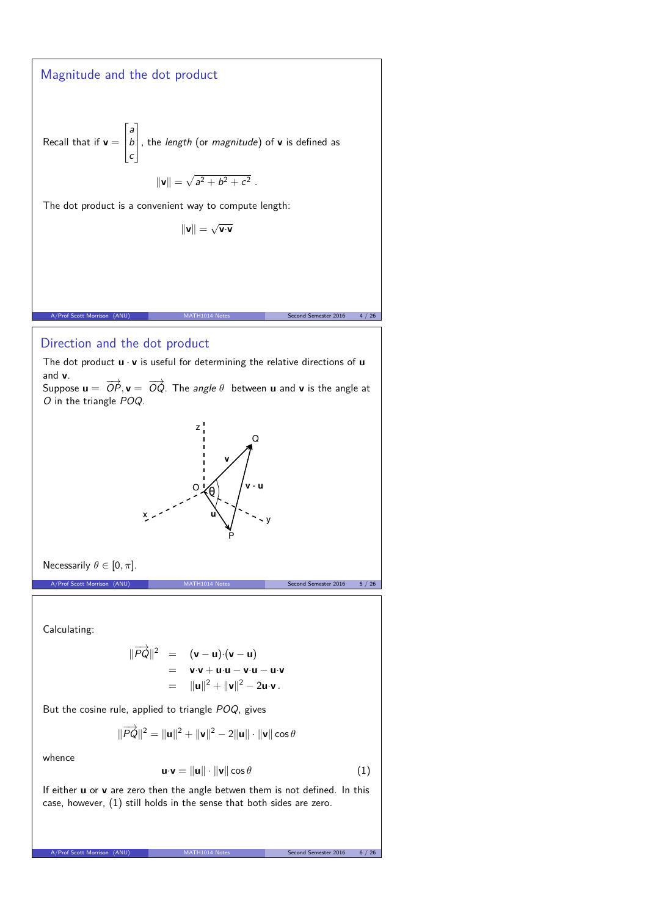## Magnitude and the dot product

Recall that if $\mathbf{v} = \begin{bmatrix} a \\ b \\ c \end{bmatrix}$, the *length* (or *magnitude*) of $\mathbf{v}$ is defined as

$$\|\mathbf{v}\| = \sqrt{a^2 + b^2 + c^2}\,.$$

The dot product is a convenient way to compute length:

$$\|\mathbf{v}\| = \sqrt{\mathbf{v}\cdot\mathbf{v}}$$

## Direction and the dot product

The dot product $\mathbf{u} \cdot \mathbf{v}$ is useful for determining the relative directions of $\mathbf{u}$ and $\mathbf{v}$.

Suppose $\mathbf{u} = \overrightarrow{OP}, \mathbf{v} = \overrightarrow{OQ}$. The *angle* $\theta$ between $\mathbf{u}$ and $\mathbf{v}$ is the angle at $O$ in the triangle $POQ$.

Necessarily $\theta \in [0, \pi]$.

Calculating:

$$\begin{aligned} \|\overrightarrow{PQ}\|^2 &= (\mathbf{v} - \mathbf{u})\cdot(\mathbf{v} - \mathbf{u}) \\ &= \mathbf{v}\cdot\mathbf{v} + \mathbf{u}\cdot\mathbf{u} - \mathbf{v}\cdot\mathbf{u} - \mathbf{u}\cdot\mathbf{v} \\ &= \|\mathbf{u}\|^2 + \|\mathbf{v}\|^2 - 2\mathbf{u}\cdot\mathbf{v}\,. \end{aligned}$$

But the cosine rule, applied to triangle $POQ$, gives

$$\|\overrightarrow{PQ}\|^2 = \|\mathbf{u}\|^2 + \|\mathbf{v}\|^2 - 2\|\mathbf{u}\| \cdot \|\mathbf{v}\| \cos\theta$$

whence

$$\mathbf{u}\cdot\mathbf{v} = \|\mathbf{u}\| \cdot \|\mathbf{v}\| \cos\theta \qquad (1)$$

If either $\mathbf{u}$ or $\mathbf{v}$ are zero then the angle betwen them is not defined. In this case, however, (1) still holds in the sense that both sides are zero.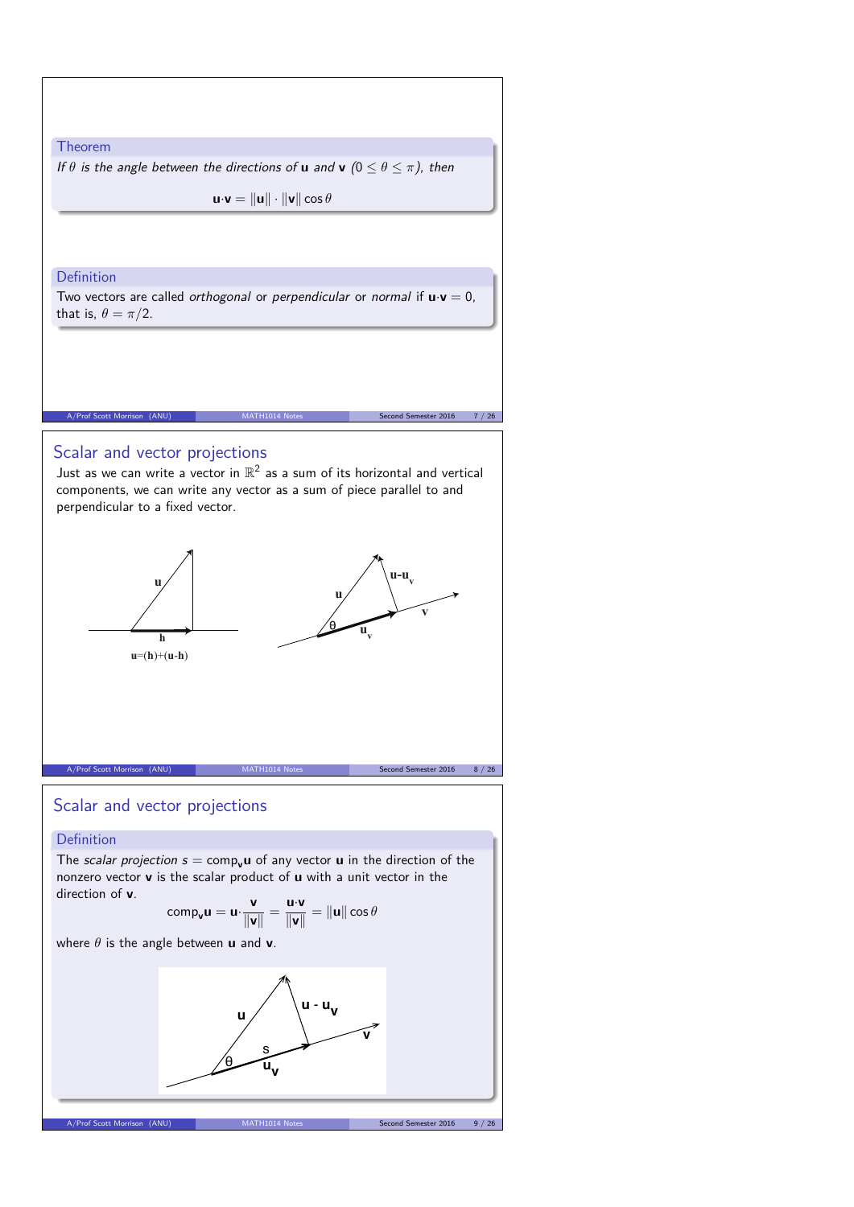**Theorem**

*If $\theta$ is the angle between the directions of* $\mathbf{u}$ *and* $\mathbf{v}$ *($0 \leq \theta \leq \pi$), then*

$$\mathbf{u} \cdot \mathbf{v} = \|\mathbf{u}\| \cdot \|\mathbf{v}\| \cos \theta$$

**Definition**

Two vectors are called *orthogonal* or *perpendicular* or *normal* if $\mathbf{u} \cdot \mathbf{v} = 0$, that is, $\theta = \pi/2$.

## Scalar and vector projections

Just as we can write a vector in $\mathbb{R}^2$ as a sum of its horizontal and vertical components, we can write any vector as a sum of piece parallel to and perpendicular to a fixed vector.

$\mathbf{u} = (\mathbf{h}) + (\mathbf{u} - \mathbf{h})$

## Scalar and vector projections

**Definition**

The *scalar projection* $s = \text{comp}_{\mathbf{v}} \mathbf{u}$ of any vector $\mathbf{u}$ in the direction of the nonzero vector $\mathbf{v}$ is the scalar product of $\mathbf{u}$ with a unit vector in the direction of $\mathbf{v}$.

$$\text{comp}_{\mathbf{v}} \mathbf{u} = \mathbf{u} \cdot \frac{\mathbf{v}}{\|\mathbf{v}\|} = \frac{\mathbf{u} \cdot \mathbf{v}}{\|\mathbf{v}\|} = \|\mathbf{u}\| \cos \theta$$

where $\theta$ is the angle between $\mathbf{u}$ and $\mathbf{v}$.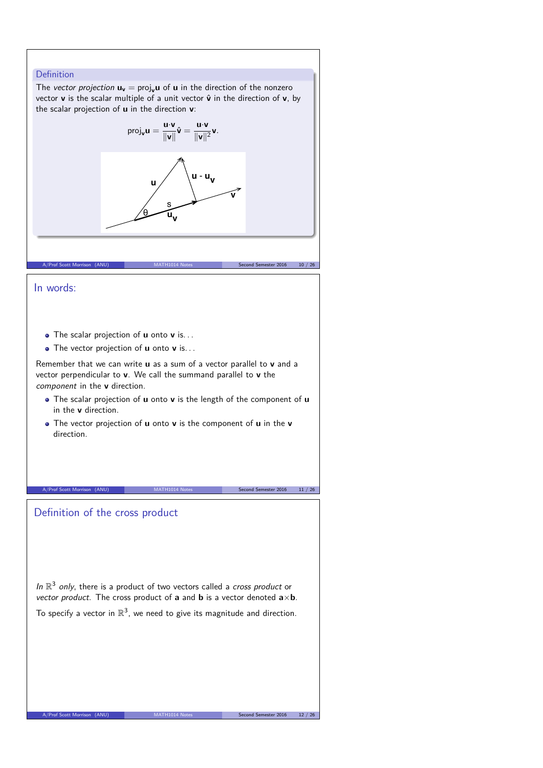### Definition

The *vector projection* $\mathbf{u_v} = \text{proj}_\mathbf{v}\mathbf{u}$ of $\mathbf{u}$ in the direction of the nonzero vector $\mathbf{v}$ is the scalar multiple of a unit vector $\hat{\mathbf{v}}$ in the direction of $\mathbf{v}$, by the scalar projection of $\mathbf{u}$ in the direction $\mathbf{v}$:

$$\text{proj}_\mathbf{v}\mathbf{u} = \frac{\mathbf{u}\cdot\mathbf{v}}{\|\mathbf{v}\|}\hat{\mathbf{v}} = \frac{\mathbf{u}\cdot\mathbf{v}}{\|\mathbf{v}\|^2}\mathbf{v}.$$

## In words:

- The scalar projection of $\mathbf{u}$ onto $\mathbf{v}$ is...
- The vector projection of $\mathbf{u}$ onto $\mathbf{v}$ is...

Remember that we can write $\mathbf{u}$ as a sum of a vector parallel to $\mathbf{v}$ and a vector perpendicular to $\mathbf{v}$. We call the summand parallel to $\mathbf{v}$ the *component* in the $\mathbf{v}$ direction.

- The scalar projection of $\mathbf{u}$ onto $\mathbf{v}$ is the length of the component of $\mathbf{u}$ in the $\mathbf{v}$ direction.
- The vector projection of $\mathbf{u}$ onto $\mathbf{v}$ is the component of $\mathbf{u}$ in the $\mathbf{v}$ direction.

## Definition of the cross product

*In* $\mathbb{R}^3$ *only*, there is a product of two vectors called a *cross product* or *vector product*. The cross product of $\mathbf{a}$ and $\mathbf{b}$ is a vector denoted $\mathbf{a}\times\mathbf{b}$.

To specify a vector in $\mathbb{R}^3$, we need to give its magnitude and direction.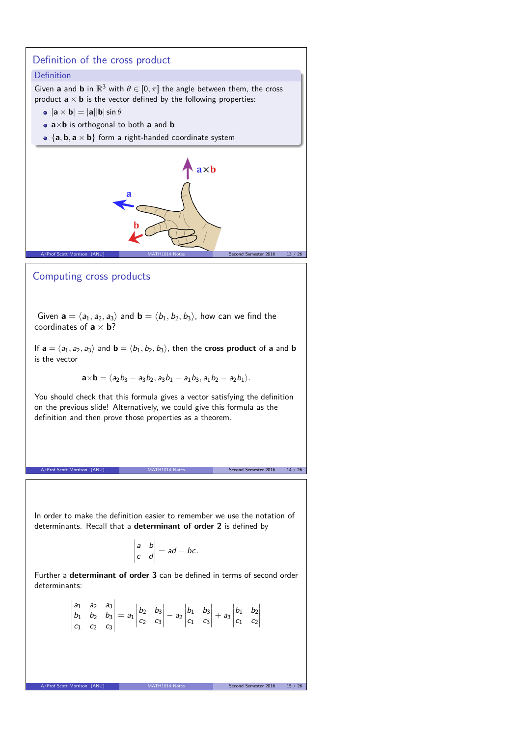## Definition of the cross product

**Definition**

Given **a** and **b** in $\mathbb{R}^3$ with $\theta \in [0, \pi]$ the angle between them, the cross product $\mathbf{a} \times \mathbf{b}$ is the vector defined by the following properties:

- $|\mathbf{a} \times \mathbf{b}| = |\mathbf{a}||\mathbf{b}| \sin\theta$
- $\mathbf{a} \times \mathbf{b}$ is orthogonal to both **a** and **b**
- $\{\mathbf{a}, \mathbf{b}, \mathbf{a} \times \mathbf{b}\}$ form a right-handed coordinate system

## Computing cross products

Given $\mathbf{a} = \langle a_1, a_2, a_3 \rangle$ and $\mathbf{b} = \langle b_1, b_2, b_3 \rangle$, how can we find the coordinates of $\mathbf{a} \times \mathbf{b}$?

If $\mathbf{a} = \langle a_1, a_2, a_3 \rangle$ and $\mathbf{b} = \langle b_1, b_2, b_3 \rangle$, then the **cross product** of **a** and **b** is the vector

$$\mathbf{a} \times \mathbf{b} = \langle a_2 b_3 - a_3 b_2, a_3 b_1 - a_1 b_3, a_1 b_2 - a_2 b_1 \rangle.$$

You should check that this formula gives a vector satisfying the definition on the previous slide! Alternatively, we could give this formula as the definition and then prove those properties as a theorem.

In order to make the definition easier to remember we use the notation of determinants. Recall that a **determinant of order 2** is defined by

$$\begin{vmatrix} a & b \\ c & d \end{vmatrix} = ad - bc.$$

Further a **determinant of order 3** can be defined in terms of second order determinants:

$$\begin{vmatrix} a_1 & a_2 & a_3 \\ b_1 & b_2 & b_3 \\ c_1 & c_2 & c_3 \end{vmatrix} = a_1 \begin{vmatrix} b_2 & b_3 \\ c_2 & c_3 \end{vmatrix} - a_2 \begin{vmatrix} b_1 & b_3 \\ c_1 & c_3 \end{vmatrix} + a_3 \begin{vmatrix} b_1 & b_2 \\ c_1 & c_2 \end{vmatrix}$$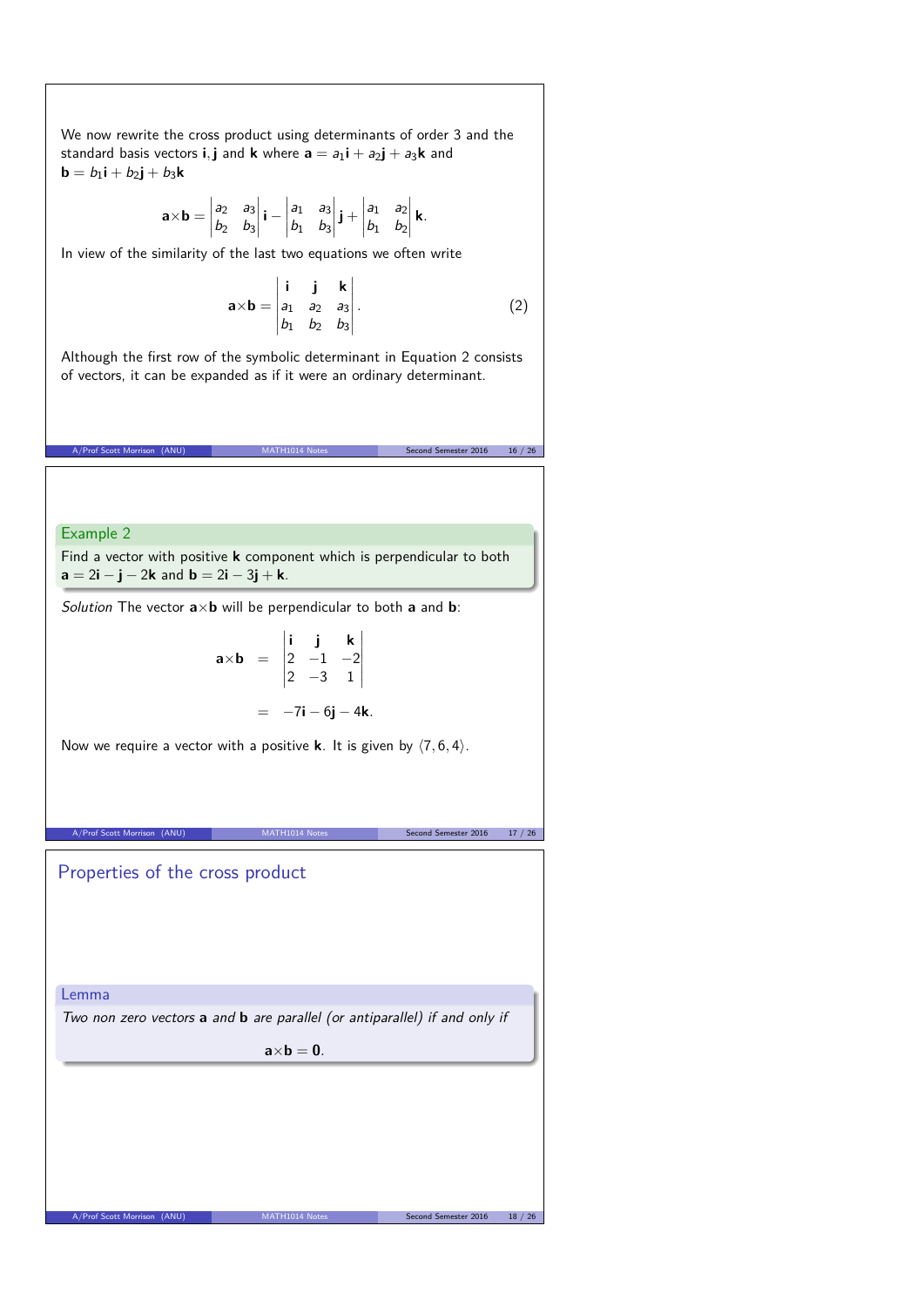We now rewrite the cross product using determinants of order 3 and the standard basis vectors $\mathbf{i}, \mathbf{j}$ and $\mathbf{k}$ where $\mathbf{a} = a_1\mathbf{i} + a_2\mathbf{j} + a_3\mathbf{k}$ and $\mathbf{b} = b_1\mathbf{i} + b_2\mathbf{j} + b_3\mathbf{k}$

$$\mathbf{a}\times\mathbf{b} = \begin{vmatrix} a_2 & a_3 \\ b_2 & b_3 \end{vmatrix}\mathbf{i} - \begin{vmatrix} a_1 & a_3 \\ b_1 & b_3 \end{vmatrix}\mathbf{j} + \begin{vmatrix} a_1 & a_2 \\ b_1 & b_2 \end{vmatrix}\mathbf{k}.$$

In view of the similarity of the last two equations we often write

$$\mathbf{a}\times\mathbf{b} = \begin{vmatrix} \mathbf{i} & \mathbf{j} & \mathbf{k} \\ a_1 & a_2 & a_3 \\ b_1 & b_2 & b_3 \end{vmatrix}. \qquad (2)$$

Although the first row of the symbolic determinant in Equation 2 consists of vectors, it can be expanded as if it were an ordinary determinant.

**Example 2**

Find a vector with positive $\mathbf{k}$ component which is perpendicular to both $\mathbf{a} = 2\mathbf{i} - \mathbf{j} - 2\mathbf{k}$ and $\mathbf{b} = 2\mathbf{i} - 3\mathbf{j} + \mathbf{k}$.

*Solution* The vector $\mathbf{a}\times\mathbf{b}$ will be perpendicular to both $\mathbf{a}$ and $\mathbf{b}$:

$$\begin{aligned} \mathbf{a}\times\mathbf{b} &= \begin{vmatrix} \mathbf{i} & \mathbf{j} & \mathbf{k} \\ 2 & -1 & -2 \\ 2 & -3 & 1 \end{vmatrix} \\ &= -7\mathbf{i} - 6\mathbf{j} - 4\mathbf{k}. \end{aligned}$$

Now we require a vector with a positive $\mathbf{k}$. It is given by $\langle 7, 6, 4\rangle$.

## Properties of the cross product

**Lemma**

*Two non zero vectors* $\mathbf{a}$ *and* $\mathbf{b}$ *are parallel (or antiparallel) if and only if*

$$\mathbf{a}\times\mathbf{b} = \mathbf{0}.$$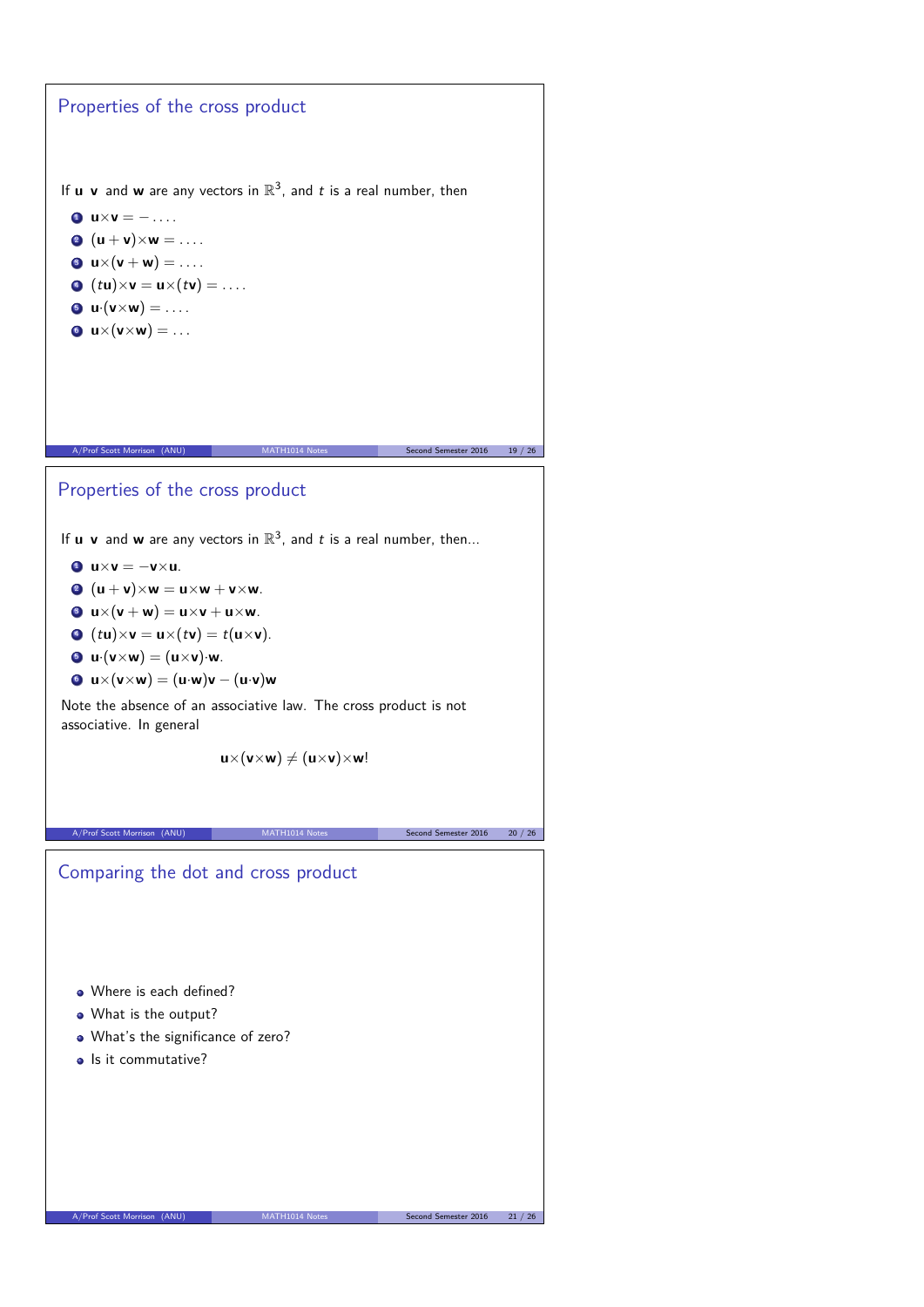## Properties of the cross product

If $\mathbf{u}$ $\mathbf{v}$ and $\mathbf{w}$ are any vectors in $\mathbb{R}^3$, and $t$ is a real number, then

1. $\mathbf{u}\times\mathbf{v} = -\ldots.$
2. $(\mathbf{u}+\mathbf{v})\times\mathbf{w} = \ldots.$
3. $\mathbf{u}\times(\mathbf{v}+\mathbf{w}) = \ldots.$
4. $(t\mathbf{u})\times\mathbf{v} = \mathbf{u}\times(t\mathbf{v}) = \ldots.$
5. $\mathbf{u}\cdot(\mathbf{v}\times\mathbf{w}) = \ldots.$
6. $\mathbf{u}\times(\mathbf{v}\times\mathbf{w}) = \ldots$

## Properties of the cross product

If $\mathbf{u}$ $\mathbf{v}$ and $\mathbf{w}$ are any vectors in $\mathbb{R}^3$, and $t$ is a real number, then...

1. $\mathbf{u}\times\mathbf{v} = -\mathbf{v}\times\mathbf{u}$.
2. $(\mathbf{u}+\mathbf{v})\times\mathbf{w} = \mathbf{u}\times\mathbf{w} + \mathbf{v}\times\mathbf{w}$.
3. $\mathbf{u}\times(\mathbf{v}+\mathbf{w}) = \mathbf{u}\times\mathbf{v} + \mathbf{u}\times\mathbf{w}$.
4. $(t\mathbf{u})\times\mathbf{v} = \mathbf{u}\times(t\mathbf{v}) = t(\mathbf{u}\times\mathbf{v})$.
5. $\mathbf{u}\cdot(\mathbf{v}\times\mathbf{w}) = (\mathbf{u}\times\mathbf{v})\cdot\mathbf{w}$.
6. $\mathbf{u}\times(\mathbf{v}\times\mathbf{w}) = (\mathbf{u}\cdot\mathbf{w})\mathbf{v} - (\mathbf{u}\cdot\mathbf{v})\mathbf{w}$

Note the absence of an associative law. The cross product is not associative. In general

$$\mathbf{u}\times(\mathbf{v}\times\mathbf{w}) \neq (\mathbf{u}\times\mathbf{v})\times\mathbf{w}!$$

## Comparing the dot and cross product

- Where is each defined?
- What is the output?
- What's the significance of zero?
- Is it commutative?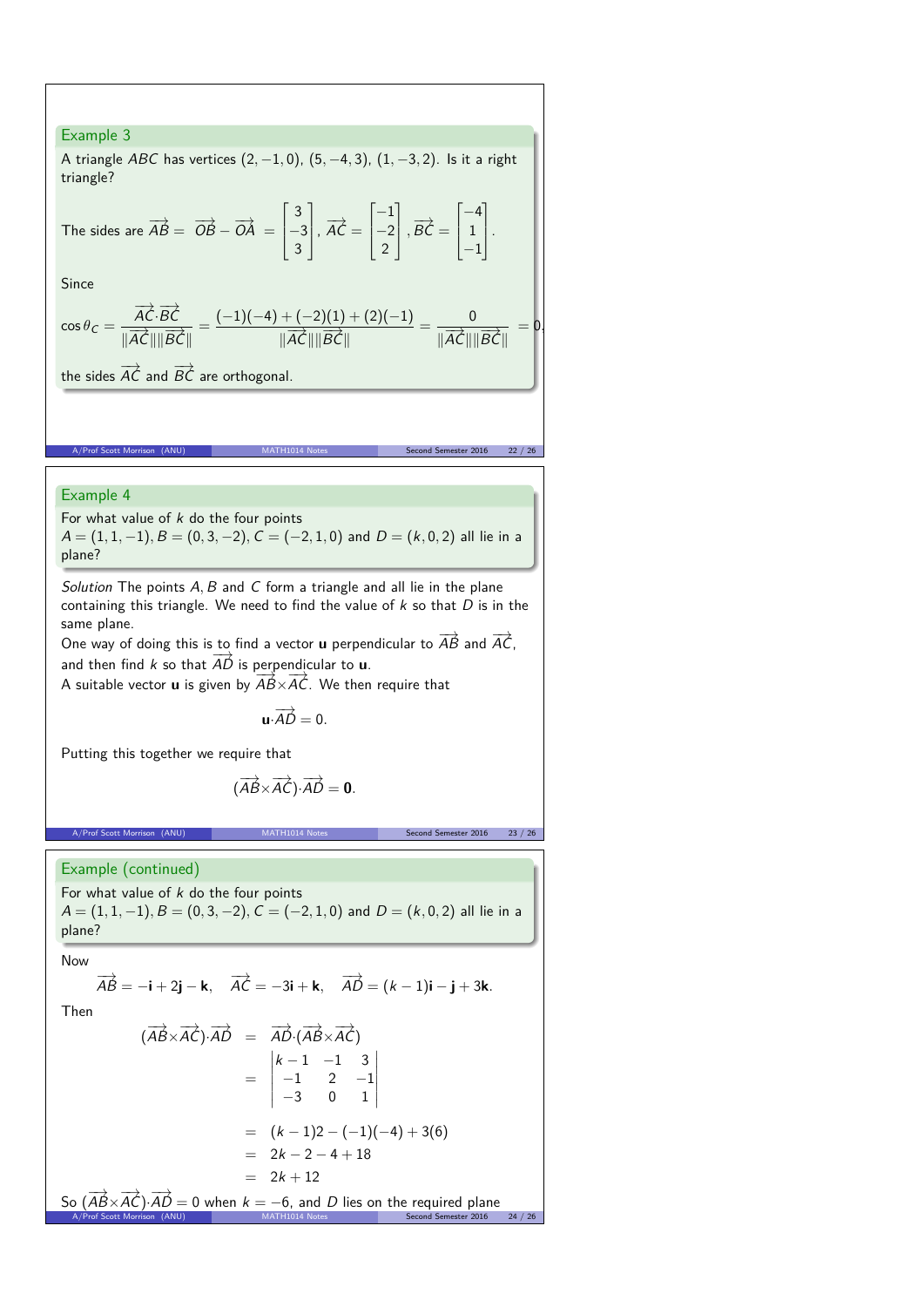### Example 3

A triangle $ABC$ has vertices $(2, -1, 0)$, $(5, -4, 3)$, $(1, -3, 2)$. Is it a right triangle?

The sides are $\overrightarrow{AB} = \overrightarrow{OB} - \overrightarrow{OA} = \begin{bmatrix} 3 \\ -3 \\ 3 \end{bmatrix}$, $\overrightarrow{AC} = \begin{bmatrix} -1 \\ -2 \\ 2 \end{bmatrix}$, $\overrightarrow{BC} = \begin{bmatrix} -4 \\ 1 \\ -1 \end{bmatrix}$.

Since

$$\cos\theta_C = \frac{\overrightarrow{AC} \cdot \overrightarrow{BC}}{\|\overrightarrow{AC}\|\|\overrightarrow{BC}\|} = \frac{(-1)(-4) + (-2)(1) + (2)(-1)}{\|\overrightarrow{AC}\|\|\overrightarrow{BC}\|} = \frac{0}{\|\overrightarrow{AC}\|\|\overrightarrow{BC}\|} = 0,$$

the sides $\overrightarrow{AC}$ and $\overrightarrow{BC}$ are orthogonal.

### Example 4

For what value of $k$ do the four points $A = (1, 1, -1)$, $B = (0, 3, -2)$, $C = (-2, 1, 0)$ and $D = (k, 0, 2)$ all lie in a plane?

*Solution* The points $A, B$ and $C$ form a triangle and all lie in the plane containing this triangle. We need to find the value of $k$ so that $D$ is in the same plane.

One way of doing this is to find a vector $\mathbf{u}$ perpendicular to $\overrightarrow{AB}$ and $\overrightarrow{AC}$, and then find $k$ so that $\overrightarrow{AD}$ is perpendicular to $\mathbf{u}$.

A suitable vector $\mathbf{u}$ is given by $\overrightarrow{AB} \times \overrightarrow{AC}$. We then require that

$$\mathbf{u} \cdot \overrightarrow{AD} = 0.$$

Putting this together we require that

$$(\overrightarrow{AB} \times \overrightarrow{AC}) \cdot \overrightarrow{AD} = \mathbf{0}.$$

### Example (continued)

For what value of $k$ do the four points $A = (1, 1, -1)$, $B = (0, 3, -2)$, $C = (-2, 1, 0)$ and $D = (k, 0, 2)$ all lie in a plane?

Now

$$\overrightarrow{AB} = -\mathbf{i} + 2\mathbf{j} - \mathbf{k}, \quad \overrightarrow{AC} = -3\mathbf{i} + \mathbf{k}, \quad \overrightarrow{AD} = (k-1)\mathbf{i} - \mathbf{j} + 3\mathbf{k}.$$

Then

$$\begin{aligned}
(\overrightarrow{AB} \times \overrightarrow{AC}) \cdot \overrightarrow{AD} &= \overrightarrow{AD} \cdot (\overrightarrow{AB} \times \overrightarrow{AC}) \\
&= \begin{vmatrix} k-1 & -1 & 3 \\ -1 & 2 & -1 \\ -3 & 0 & 1 \end{vmatrix} \\
&= (k-1)2 - (-1)(-4) + 3(6) \\
&= 2k - 2 - 4 + 18 \\
&= 2k + 12
\end{aligned}$$

So $(\overrightarrow{AB} \times \overrightarrow{AC}) \cdot \overrightarrow{AD} = 0$ when $k = -6$, and $D$ lies on the required plane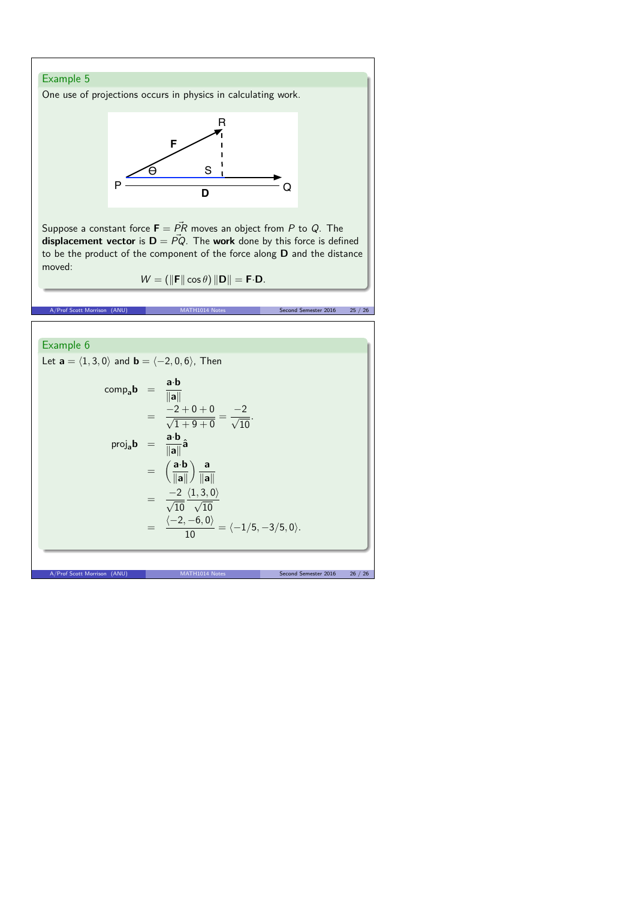## Example 5

One use of projections occurs in physics in calculating work.

R
F
Θ
S
P
D
Q

Suppose a constant force $\mathbf{F} = \vec{PR}$ moves an object from $P$ to $Q$. The **displacement vector** is $\mathbf{D} = \vec{PQ}$. The **work** done by this force is defined to be the product of the component of the force along $\mathbf{D}$ and the distance moved:

$$W = (\|\mathbf{F}\| \cos\theta)\, \|\mathbf{D}\| = \mathbf{F} \cdot \mathbf{D}.$$

## Example 6

Let $\mathbf{a} = \langle 1, 3, 0 \rangle$ and $\mathbf{b} = \langle -2, 0, 6 \rangle$, Then

$$\begin{aligned}
\text{comp}_{\mathbf{a}}\mathbf{b} &= \frac{\mathbf{a} \cdot \mathbf{b}}{\|\mathbf{a}\|} \\
&= \frac{-2 + 0 + 0}{\sqrt{1 + 9 + 0}} = \frac{-2}{\sqrt{10}}. \\
\text{proj}_{\mathbf{a}}\mathbf{b} &= \frac{\mathbf{a} \cdot \mathbf{b}}{\|\mathbf{a}\|}\hat{\mathbf{a}} \\
&= \left(\frac{\mathbf{a} \cdot \mathbf{b}}{\|\mathbf{a}\|}\right) \frac{\mathbf{a}}{\|\mathbf{a}\|} \\
&= \frac{-2}{\sqrt{10}} \frac{\langle 1, 3, 0 \rangle}{\sqrt{10}} \\
&= \frac{\langle -2, -6, 0 \rangle}{10} = \langle -1/5, -3/5, 0 \rangle.
\end{aligned}$$